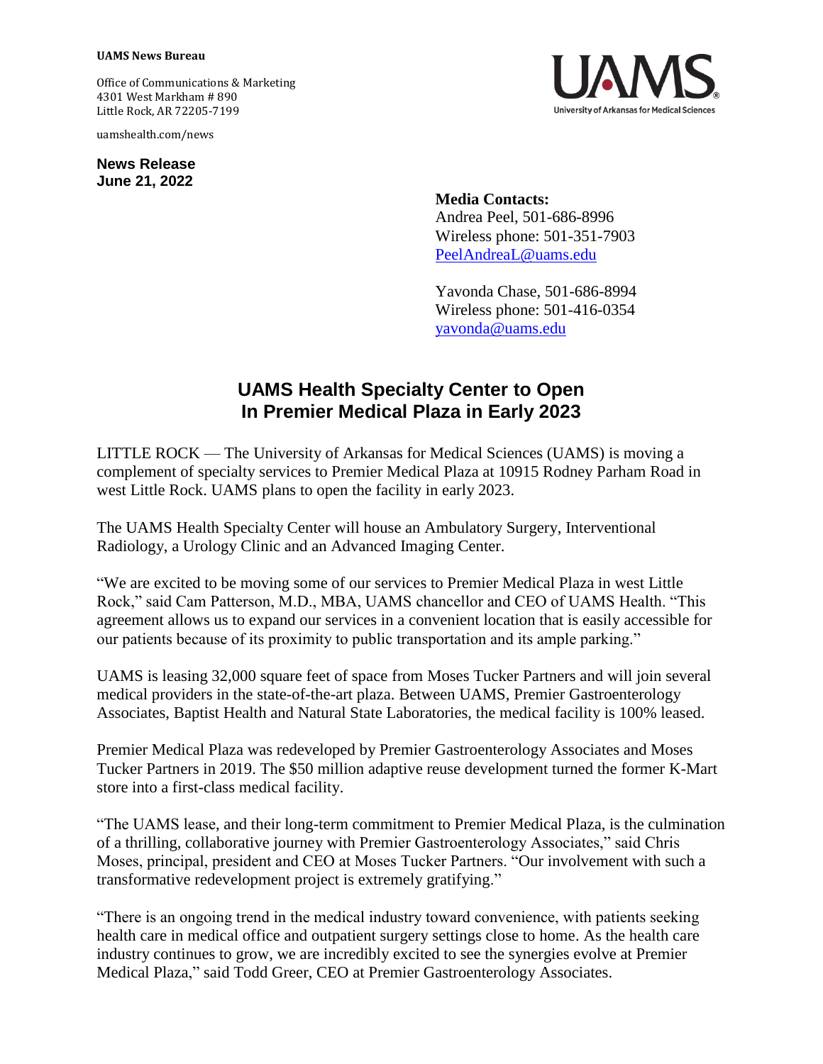**UAMS News Bureau**

Office of Communications & Marketing
4301 West Markham # 890
Little Rock, AR 72205-7199

uamshealth.com/news

**News Release**
**June 21, 2022**

**Media Contacts:**
Andrea Peel, 501-686-8996
Wireless phone: 501-351-7903
PeelAndreaL@uams.edu

Yavonda Chase, 501-686-8994
Wireless phone: 501-416-0354
yavonda@uams.edu

# UAMS Health Specialty Center to Open In Premier Medical Plaza in Early 2023

LITTLE ROCK — The University of Arkansas for Medical Sciences (UAMS) is moving a complement of specialty services to Premier Medical Plaza at 10915 Rodney Parham Road in west Little Rock. UAMS plans to open the facility in early 2023.

The UAMS Health Specialty Center will house an Ambulatory Surgery, Interventional Radiology, a Urology Clinic and an Advanced Imaging Center.

"We are excited to be moving some of our services to Premier Medical Plaza in west Little Rock," said Cam Patterson, M.D., MBA, UAMS chancellor and CEO of UAMS Health. "This agreement allows us to expand our services in a convenient location that is easily accessible for our patients because of its proximity to public transportation and its ample parking."

UAMS is leasing 32,000 square feet of space from Moses Tucker Partners and will join several medical providers in the state-of-the-art plaza. Between UAMS, Premier Gastroenterology Associates, Baptist Health and Natural State Laboratories, the medical facility is 100% leased.

Premier Medical Plaza was redeveloped by Premier Gastroenterology Associates and Moses Tucker Partners in 2019. The $50 million adaptive reuse development turned the former K-Mart store into a first-class medical facility.

"The UAMS lease, and their long-term commitment to Premier Medical Plaza, is the culmination of a thrilling, collaborative journey with Premier Gastroenterology Associates," said Chris Moses, principal, president and CEO at Moses Tucker Partners. "Our involvement with such a transformative redevelopment project is extremely gratifying."

"There is an ongoing trend in the medical industry toward convenience, with patients seeking health care in medical office and outpatient surgery settings close to home. As the health care industry continues to grow, we are incredibly excited to see the synergies evolve at Premier Medical Plaza," said Todd Greer, CEO at Premier Gastroenterology Associates.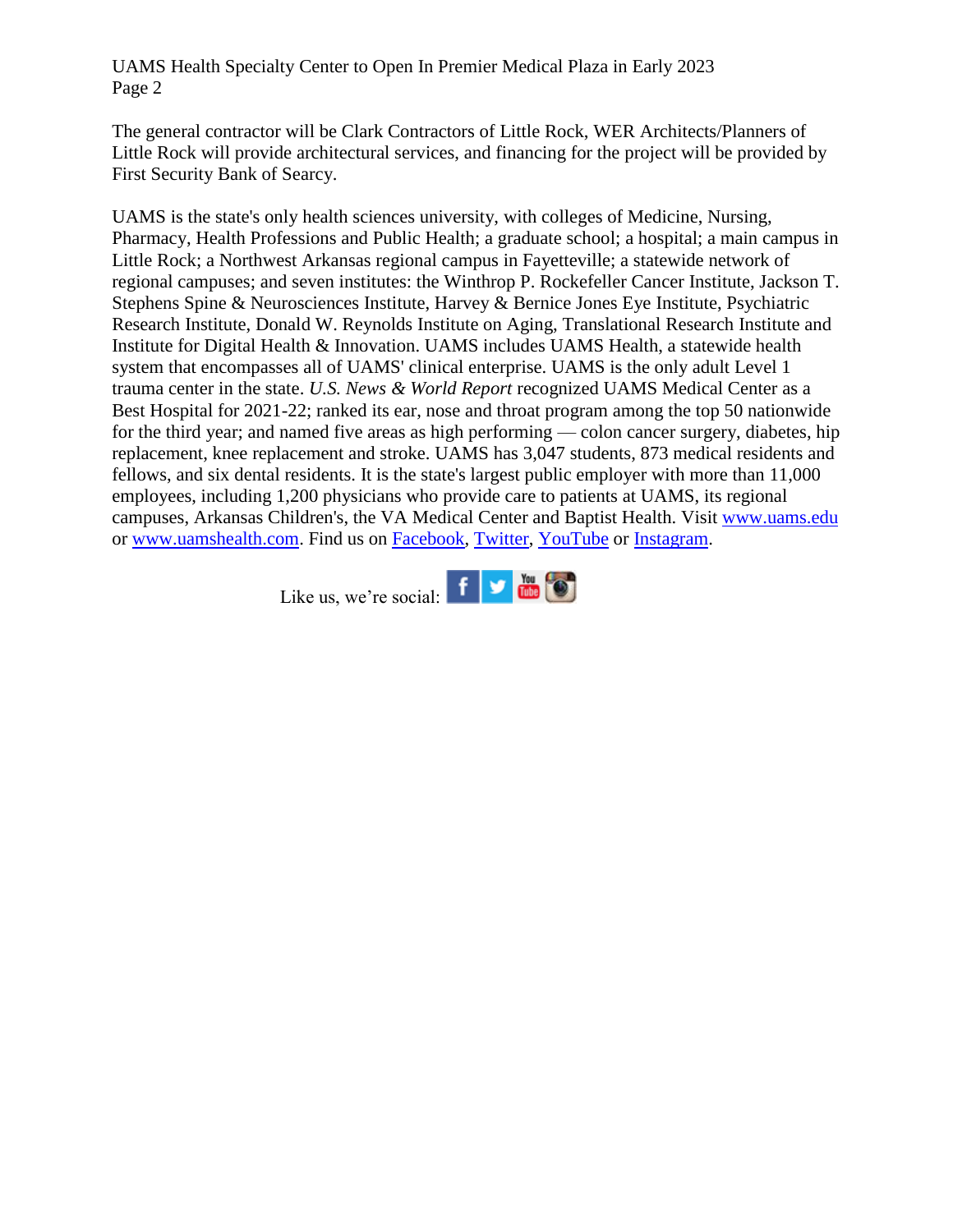The general contractor will be Clark Contractors of Little Rock, WER Architects/Planners of Little Rock will provide architectural services, and financing for the project will be provided by First Security Bank of Searcy.

UAMS is the state's only health sciences university, with colleges of Medicine, Nursing, Pharmacy, Health Professions and Public Health; a graduate school; a hospital; a main campus in Little Rock; a Northwest Arkansas regional campus in Fayetteville; a statewide network of regional campuses; and seven institutes: the Winthrop P. Rockefeller Cancer Institute, Jackson T. Stephens Spine & Neurosciences Institute, Harvey & Bernice Jones Eye Institute, Psychiatric Research Institute, Donald W. Reynolds Institute on Aging, Translational Research Institute and Institute for Digital Health & Innovation. UAMS includes UAMS Health, a statewide health system that encompasses all of UAMS' clinical enterprise. UAMS is the only adult Level 1 trauma center in the state. *U.S. News & World Report* recognized UAMS Medical Center as a Best Hospital for 2021-22; ranked its ear, nose and throat program among the top 50 nationwide for the third year; and named five areas as high performing — colon cancer surgery, diabetes, hip replacement, knee replacement and stroke. UAMS has 3,047 students, 873 medical residents and fellows, and six dental residents. It is the state's largest public employer with more than 11,000 employees, including 1,200 physicians who provide care to patients at UAMS, its regional campuses, Arkansas Children's, the VA Medical Center and Baptist Health. Visit www.uams.edu or www.uamshealth.com. Find us on Facebook, Twitter, YouTube or Instagram.

Like us, we're social: